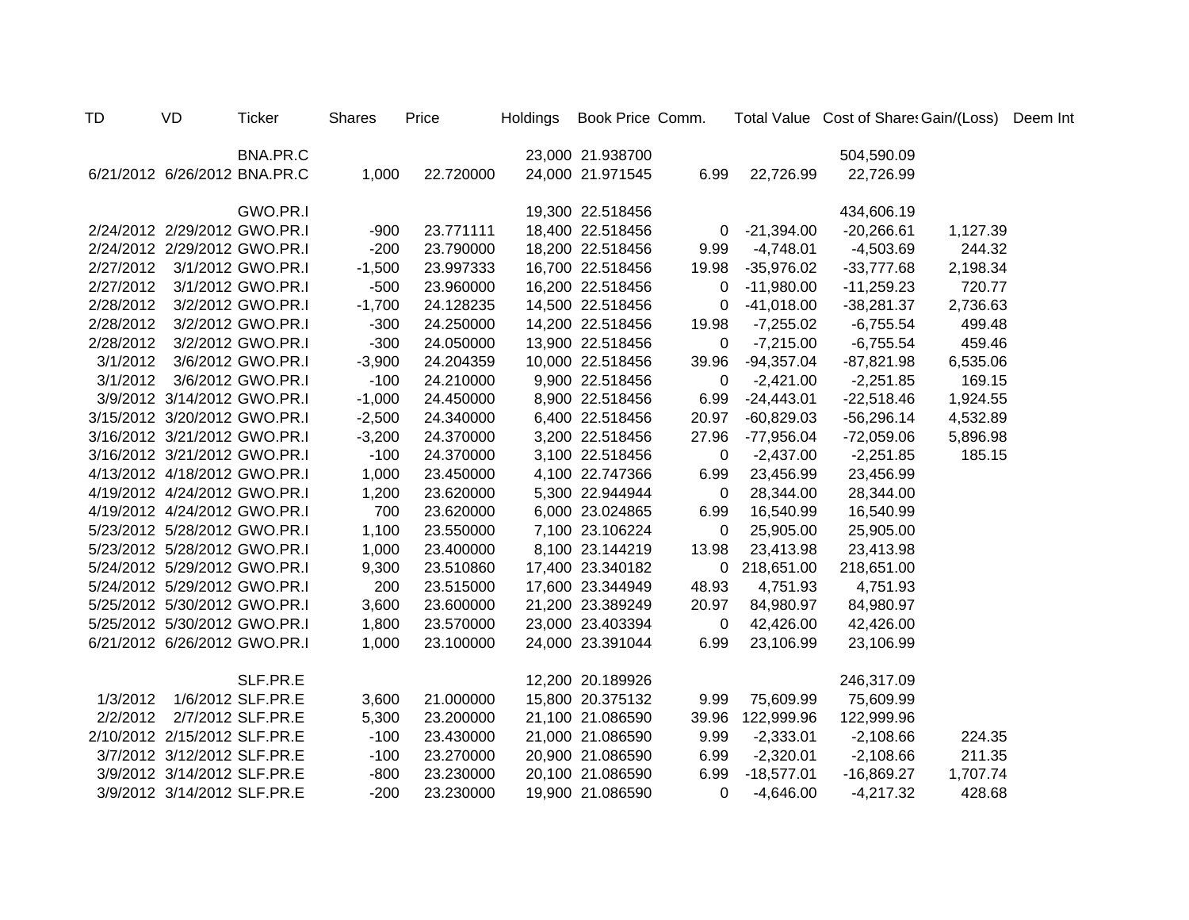| TD | VD | Ticker | Shares | Price | Holdings | Book Price | Comm. | Total Value | Cost of Shares | Gain/(Loss) | Deem Int |
|---|---|---|---|---|---|---|---|---|---|---|---|
| | | BNA.PR.C | | | 23,000 | 21.938700 | | | 504,590.09 | | |
| 6/21/2012 | 6/26/2012 | BNA.PR.C | 1,000 | 22.720000 | 24,000 | 21.971545 | 6.99 | 22,726.99 | 22,726.99 | | |
| | | | | | | | | | | | |
| | | GWO.PR.I | | | 19,300 | 22.518456 | | | 434,606.19 | | |
| 2/24/2012 | 2/29/2012 | GWO.PR.I | -900 | 23.771111 | 18,400 | 22.518456 | 0 | -21,394.00 | -20,266.61 | 1,127.39 | |
| 2/24/2012 | 2/29/2012 | GWO.PR.I | -200 | 23.790000 | 18,200 | 22.518456 | 9.99 | -4,748.01 | -4,503.69 | 244.32 | |
| 2/27/2012 | 3/1/2012 | GWO.PR.I | -1,500 | 23.997333 | 16,700 | 22.518456 | 19.98 | -35,976.02 | -33,777.68 | 2,198.34 | |
| 2/27/2012 | 3/1/2012 | GWO.PR.I | -500 | 23.960000 | 16,200 | 22.518456 | 0 | -11,980.00 | -11,259.23 | 720.77 | |
| 2/28/2012 | 3/2/2012 | GWO.PR.I | -1,700 | 24.128235 | 14,500 | 22.518456 | 0 | -41,018.00 | -38,281.37 | 2,736.63 | |
| 2/28/2012 | 3/2/2012 | GWO.PR.I | -300 | 24.250000 | 14,200 | 22.518456 | 19.98 | -7,255.02 | -6,755.54 | 499.48 | |
| 2/28/2012 | 3/2/2012 | GWO.PR.I | -300 | 24.050000 | 13,900 | 22.518456 | 0 | -7,215.00 | -6,755.54 | 459.46 | |
| 3/1/2012 | 3/6/2012 | GWO.PR.I | -3,900 | 24.204359 | 10,000 | 22.518456 | 39.96 | -94,357.04 | -87,821.98 | 6,535.06 | |
| 3/1/2012 | 3/6/2012 | GWO.PR.I | -100 | 24.210000 | 9,900 | 22.518456 | 0 | -2,421.00 | -2,251.85 | 169.15 | |
| 3/9/2012 | 3/14/2012 | GWO.PR.I | -1,000 | 24.450000 | 8,900 | 22.518456 | 6.99 | -24,443.01 | -22,518.46 | 1,924.55 | |
| 3/15/2012 | 3/20/2012 | GWO.PR.I | -2,500 | 24.340000 | 6,400 | 22.518456 | 20.97 | -60,829.03 | -56,296.14 | 4,532.89 | |
| 3/16/2012 | 3/21/2012 | GWO.PR.I | -3,200 | 24.370000 | 3,200 | 22.518456 | 27.96 | -77,956.04 | -72,059.06 | 5,896.98 | |
| 3/16/2012 | 3/21/2012 | GWO.PR.I | -100 | 24.370000 | 3,100 | 22.518456 | 0 | -2,437.00 | -2,251.85 | 185.15 | |
| 4/13/2012 | 4/18/2012 | GWO.PR.I | 1,000 | 23.450000 | 4,100 | 22.747366 | 6.99 | 23,456.99 | 23,456.99 | | |
| 4/19/2012 | 4/24/2012 | GWO.PR.I | 1,200 | 23.620000 | 5,300 | 22.944944 | 0 | 28,344.00 | 28,344.00 | | |
| 4/19/2012 | 4/24/2012 | GWO.PR.I | 700 | 23.620000 | 6,000 | 23.024865 | 6.99 | 16,540.99 | 16,540.99 | | |
| 5/23/2012 | 5/28/2012 | GWO.PR.I | 1,100 | 23.550000 | 7,100 | 23.106224 | 0 | 25,905.00 | 25,905.00 | | |
| 5/23/2012 | 5/28/2012 | GWO.PR.I | 1,000 | 23.400000 | 8,100 | 23.144219 | 13.98 | 23,413.98 | 23,413.98 | | |
| 5/24/2012 | 5/29/2012 | GWO.PR.I | 9,300 | 23.510860 | 17,400 | 23.340182 | 0 | 218,651.00 | 218,651.00 | | |
| 5/24/2012 | 5/29/2012 | GWO.PR.I | 200 | 23.515000 | 17,600 | 23.344949 | 48.93 | 4,751.93 | 4,751.93 | | |
| 5/25/2012 | 5/30/2012 | GWO.PR.I | 3,600 | 23.600000 | 21,200 | 23.389249 | 20.97 | 84,980.97 | 84,980.97 | | |
| 5/25/2012 | 5/30/2012 | GWO.PR.I | 1,800 | 23.570000 | 23,000 | 23.403394 | 0 | 42,426.00 | 42,426.00 | | |
| 6/21/2012 | 6/26/2012 | GWO.PR.I | 1,000 | 23.100000 | 24,000 | 23.391044 | 6.99 | 23,106.99 | 23,106.99 | | |
| | | | | | | | | | | | |
| | | SLF.PR.E | | | 12,200 | 20.189926 | | | 246,317.09 | | |
| 1/3/2012 | 1/6/2012 | SLF.PR.E | 3,600 | 21.000000 | 15,800 | 20.375132 | 9.99 | 75,609.99 | 75,609.99 | | |
| 2/2/2012 | 2/7/2012 | SLF.PR.E | 5,300 | 23.200000 | 21,100 | 21.086590 | 39.96 | 122,999.96 | 122,999.96 | | |
| 2/10/2012 | 2/15/2012 | SLF.PR.E | -100 | 23.430000 | 21,000 | 21.086590 | 9.99 | -2,333.01 | -2,108.66 | 224.35 | |
| 3/7/2012 | 3/12/2012 | SLF.PR.E | -100 | 23.270000 | 20,900 | 21.086590 | 6.99 | -2,320.01 | -2,108.66 | 211.35 | |
| 3/9/2012 | 3/14/2012 | SLF.PR.E | -800 | 23.230000 | 20,100 | 21.086590 | 6.99 | -18,577.01 | -16,869.27 | 1,707.74 | |
| 3/9/2012 | 3/14/2012 | SLF.PR.E | -200 | 23.230000 | 19,900 | 21.086590 | 0 | -4,646.00 | -4,217.32 | 428.68 | |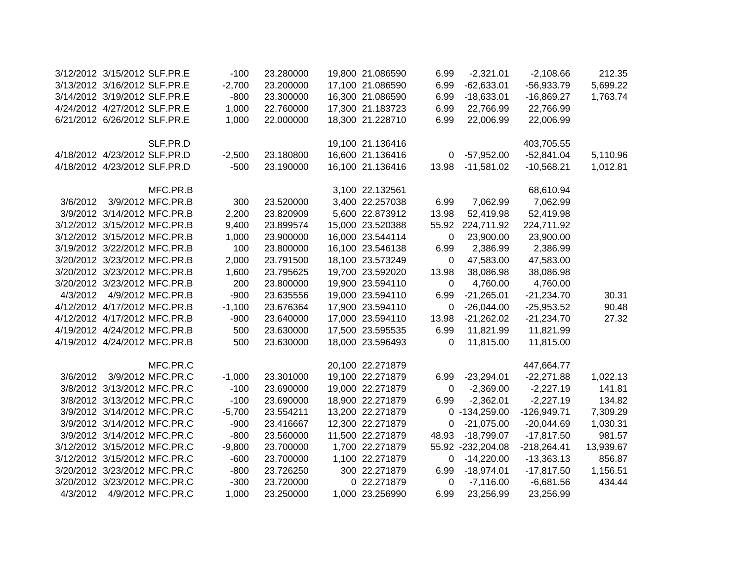| | | | | | | | | | | |
|---|---|---|---|---|---|---|---|---|---|---|
| 3/12/2012 | 3/15/2012 | SLF.PR.E | -100 | 23.280000 | 19,800 | 21.086590 | 6.99 | -2,321.01 | -2,108.66 | 212.35 |
| 3/13/2012 | 3/16/2012 | SLF.PR.E | -2,700 | 23.200000 | 17,100 | 21.086590 | 6.99 | -62,633.01 | -56,933.79 | 5,699.22 |
| 3/14/2012 | 3/19/2012 | SLF.PR.E | -800 | 23.300000 | 16,300 | 21.086590 | 6.99 | -18,633.01 | -16,869.27 | 1,763.74 |
| 4/24/2012 | 4/27/2012 | SLF.PR.E | 1,000 | 22.760000 | 17,300 | 21.183723 | 6.99 | 22,766.99 | 22,766.99 | |
| 6/21/2012 | 6/26/2012 | SLF.PR.E | 1,000 | 22.000000 | 18,300 | 21.228710 | 6.99 | 22,006.99 | 22,006.99 | |
| | | | | | | | | | | |
| | | SLF.PR.D | | | 19,100 | 21.136416 | | | 403,705.55 | |
| 4/18/2012 | 4/23/2012 | SLF.PR.D | -2,500 | 23.180800 | 16,600 | 21.136416 | 0 | -57,952.00 | -52,841.04 | 5,110.96 |
| 4/18/2012 | 4/23/2012 | SLF.PR.D | -500 | 23.190000 | 16,100 | 21.136416 | 13.98 | -11,581.02 | -10,568.21 | 1,012.81 |
| | | | | | | | | | | |
| | | MFC.PR.B | | | 3,100 | 22.132561 | | | 68,610.94 | |
| 3/6/2012 | 3/9/2012 | MFC.PR.B | 300 | 23.520000 | 3,400 | 22.257038 | 6.99 | 7,062.99 | 7,062.99 | |
| 3/9/2012 | 3/14/2012 | MFC.PR.B | 2,200 | 23.820909 | 5,600 | 22.873912 | 13.98 | 52,419.98 | 52,419.98 | |
| 3/12/2012 | 3/15/2012 | MFC.PR.B | 9,400 | 23.899574 | 15,000 | 23.520388 | 55.92 | 224,711.92 | 224,711.92 | |
| 3/12/2012 | 3/15/2012 | MFC.PR.B | 1,000 | 23.900000 | 16,000 | 23.544114 | 0 | 23,900.00 | 23,900.00 | |
| 3/19/2012 | 3/22/2012 | MFC.PR.B | 100 | 23.800000 | 16,100 | 23.546138 | 6.99 | 2,386.99 | 2,386.99 | |
| 3/20/2012 | 3/23/2012 | MFC.PR.B | 2,000 | 23.791500 | 18,100 | 23.573249 | 0 | 47,583.00 | 47,583.00 | |
| 3/20/2012 | 3/23/2012 | MFC.PR.B | 1,600 | 23.795625 | 19,700 | 23.592020 | 13.98 | 38,086.98 | 38,086.98 | |
| 3/20/2012 | 3/23/2012 | MFC.PR.B | 200 | 23.800000 | 19,900 | 23.594110 | 0 | 4,760.00 | 4,760.00 | |
| 4/3/2012 | 4/9/2012 | MFC.PR.B | -900 | 23.635556 | 19,000 | 23.594110 | 6.99 | -21,265.01 | -21,234.70 | 30.31 |
| 4/12/2012 | 4/17/2012 | MFC.PR.B | -1,100 | 23.676364 | 17,900 | 23.594110 | 0 | -26,044.00 | -25,953.52 | 90.48 |
| 4/12/2012 | 4/17/2012 | MFC.PR.B | -900 | 23.640000 | 17,000 | 23.594110 | 13.98 | -21,262.02 | -21,234.70 | 27.32 |
| 4/19/2012 | 4/24/2012 | MFC.PR.B | 500 | 23.630000 | 17,500 | 23.595535 | 6.99 | 11,821.99 | 11,821.99 | |
| 4/19/2012 | 4/24/2012 | MFC.PR.B | 500 | 23.630000 | 18,000 | 23.596493 | 0 | 11,815.00 | 11,815.00 | |
| | | | | | | | | | | |
| | | MFC.PR.C | | | 20,100 | 22.271879 | | | 447,664.77 | |
| 3/6/2012 | 3/9/2012 | MFC.PR.C | -1,000 | 23.301000 | 19,100 | 22.271879 | 6.99 | -23,294.01 | -22,271.88 | 1,022.13 |
| 3/8/2012 | 3/13/2012 | MFC.PR.C | -100 | 23.690000 | 19,000 | 22.271879 | 0 | -2,369.00 | -2,227.19 | 141.81 |
| 3/8/2012 | 3/13/2012 | MFC.PR.C | -100 | 23.690000 | 18,900 | 22.271879 | 6.99 | -2,362.01 | -2,227.19 | 134.82 |
| 3/9/2012 | 3/14/2012 | MFC.PR.C | -5,700 | 23.554211 | 13,200 | 22.271879 | 0 | -134,259.00 | -126,949.71 | 7,309.29 |
| 3/9/2012 | 3/14/2012 | MFC.PR.C | -900 | 23.416667 | 12,300 | 22.271879 | 0 | -21,075.00 | -20,044.69 | 1,030.31 |
| 3/9/2012 | 3/14/2012 | MFC.PR.C | -800 | 23.560000 | 11,500 | 22.271879 | 48.93 | -18,799.07 | -17,817.50 | 981.57 |
| 3/12/2012 | 3/15/2012 | MFC.PR.C | -9,800 | 23.700000 | 1,700 | 22.271879 | 55.92 | -232,204.08 | -218,264.41 | 13,939.67 |
| 3/12/2012 | 3/15/2012 | MFC.PR.C | -600 | 23.700000 | 1,100 | 22.271879 | 0 | -14,220.00 | -13,363.13 | 856.87 |
| 3/20/2012 | 3/23/2012 | MFC.PR.C | -800 | 23.726250 | 300 | 22.271879 | 6.99 | -18,974.01 | -17,817.50 | 1,156.51 |
| 3/20/2012 | 3/23/2012 | MFC.PR.C | -300 | 23.720000 | 0 | 22.271879 | 0 | -7,116.00 | -6,681.56 | 434.44 |
| 4/3/2012 | 4/9/2012 | MFC.PR.C | 1,000 | 23.250000 | 1,000 | 23.256990 | 6.99 | 23,256.99 | 23,256.99 | |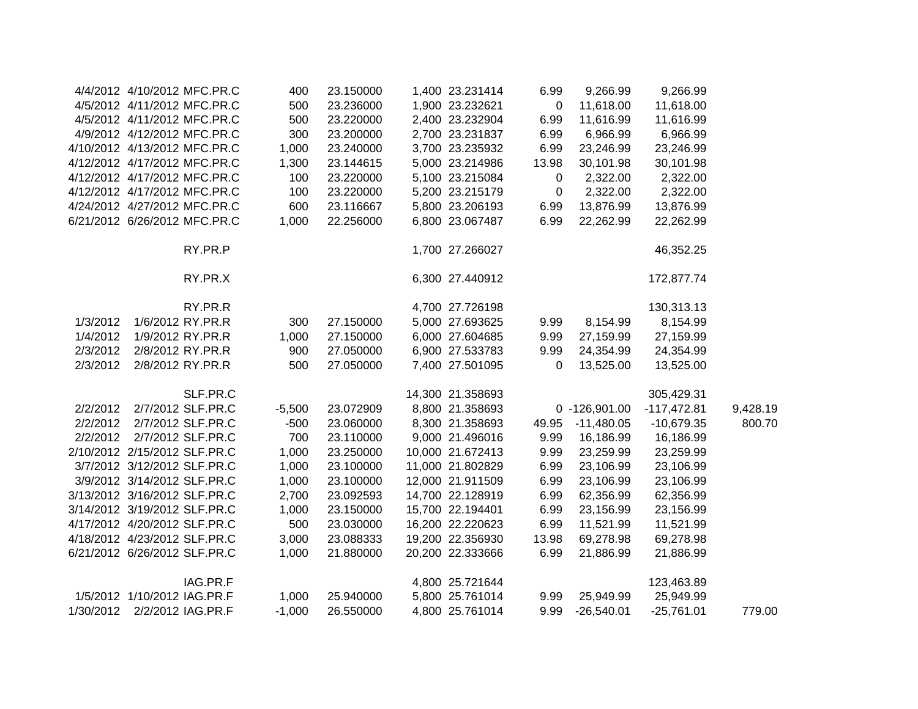| | | | | | | | | | | |
|---|---|---|---|---|---|---|---|---|---|---|
| 4/4/2012 | 4/10/2012 | MFC.PR.C | 400 | 23.150000 | 1,400 | 23.231414 | 6.99 | 9,266.99 | 9,266.99 | |
| 4/5/2012 | 4/11/2012 | MFC.PR.C | 500 | 23.236000 | 1,900 | 23.232621 | 0 | 11,618.00 | 11,618.00 | |
| 4/5/2012 | 4/11/2012 | MFC.PR.C | 500 | 23.220000 | 2,400 | 23.232904 | 6.99 | 11,616.99 | 11,616.99 | |
| 4/9/2012 | 4/12/2012 | MFC.PR.C | 300 | 23.200000 | 2,700 | 23.231837 | 6.99 | 6,966.99 | 6,966.99 | |
| 4/10/2012 | 4/13/2012 | MFC.PR.C | 1,000 | 23.240000 | 3,700 | 23.235932 | 6.99 | 23,246.99 | 23,246.99 | |
| 4/12/2012 | 4/17/2012 | MFC.PR.C | 1,300 | 23.144615 | 5,000 | 23.214986 | 13.98 | 30,101.98 | 30,101.98 | |
| 4/12/2012 | 4/17/2012 | MFC.PR.C | 100 | 23.220000 | 5,100 | 23.215084 | 0 | 2,322.00 | 2,322.00 | |
| 4/12/2012 | 4/17/2012 | MFC.PR.C | 100 | 23.220000 | 5,200 | 23.215179 | 0 | 2,322.00 | 2,322.00 | |
| 4/24/2012 | 4/27/2012 | MFC.PR.C | 600 | 23.116667 | 5,800 | 23.206193 | 6.99 | 13,876.99 | 13,876.99 | |
| 6/21/2012 | 6/26/2012 | MFC.PR.C | 1,000 | 22.256000 | 6,800 | 23.067487 | 6.99 | 22,262.99 | 22,262.99 | |
| | | | | | | | | | | |
| | | RY.PR.P | | | 1,700 | 27.266027 | | | 46,352.25 | |
| | | | | | | | | | | |
| | | RY.PR.X | | | 6,300 | 27.440912 | | | 172,877.74 | |
| | | | | | | | | | | |
| | | RY.PR.R | | | 4,700 | 27.726198 | | | 130,313.13 | |
| 1/3/2012 | 1/6/2012 | RY.PR.R | 300 | 27.150000 | 5,000 | 27.693625 | 9.99 | 8,154.99 | 8,154.99 | |
| 1/4/2012 | 1/9/2012 | RY.PR.R | 1,000 | 27.150000 | 6,000 | 27.604685 | 9.99 | 27,159.99 | 27,159.99 | |
| 2/3/2012 | 2/8/2012 | RY.PR.R | 900 | 27.050000 | 6,900 | 27.533783 | 9.99 | 24,354.99 | 24,354.99 | |
| 2/3/2012 | 2/8/2012 | RY.PR.R | 500 | 27.050000 | 7,400 | 27.501095 | 0 | 13,525.00 | 13,525.00 | |
| | | | | | | | | | | |
| | | SLF.PR.C | | | 14,300 | 21.358693 | | | 305,429.31 | |
| 2/2/2012 | 2/7/2012 | SLF.PR.C | -5,500 | 23.072909 | 8,800 | 21.358693 | 0 | -126,901.00 | -117,472.81 | 9,428.19 |
| 2/2/2012 | 2/7/2012 | SLF.PR.C | -500 | 23.060000 | 8,300 | 21.358693 | 49.95 | -11,480.05 | -10,679.35 | 800.70 |
| 2/2/2012 | 2/7/2012 | SLF.PR.C | 700 | 23.110000 | 9,000 | 21.496016 | 9.99 | 16,186.99 | 16,186.99 | |
| 2/10/2012 | 2/15/2012 | SLF.PR.C | 1,000 | 23.250000 | 10,000 | 21.672413 | 9.99 | 23,259.99 | 23,259.99 | |
| 3/7/2012 | 3/12/2012 | SLF.PR.C | 1,000 | 23.100000 | 11,000 | 21.802829 | 6.99 | 23,106.99 | 23,106.99 | |
| 3/9/2012 | 3/14/2012 | SLF.PR.C | 1,000 | 23.100000 | 12,000 | 21.911509 | 6.99 | 23,106.99 | 23,106.99 | |
| 3/13/2012 | 3/16/2012 | SLF.PR.C | 2,700 | 23.092593 | 14,700 | 22.128919 | 6.99 | 62,356.99 | 62,356.99 | |
| 3/14/2012 | 3/19/2012 | SLF.PR.C | 1,000 | 23.150000 | 15,700 | 22.194401 | 6.99 | 23,156.99 | 23,156.99 | |
| 4/17/2012 | 4/20/2012 | SLF.PR.C | 500 | 23.030000 | 16,200 | 22.220623 | 6.99 | 11,521.99 | 11,521.99 | |
| 4/18/2012 | 4/23/2012 | SLF.PR.C | 3,000 | 23.088333 | 19,200 | 22.356930 | 13.98 | 69,278.98 | 69,278.98 | |
| 6/21/2012 | 6/26/2012 | SLF.PR.C | 1,000 | 21.880000 | 20,200 | 22.333666 | 6.99 | 21,886.99 | 21,886.99 | |
| | | | | | | | | | | |
| | | IAG.PR.F | | | 4,800 | 25.721644 | | | 123,463.89 | |
| 1/5/2012 | 1/10/2012 | IAG.PR.F | 1,000 | 25.940000 | 5,800 | 25.761014 | 9.99 | 25,949.99 | 25,949.99 | |
| 1/30/2012 | 2/2/2012 | IAG.PR.F | -1,000 | 26.550000 | 4,800 | 25.761014 | 9.99 | -26,540.01 | -25,761.01 | 779.00 |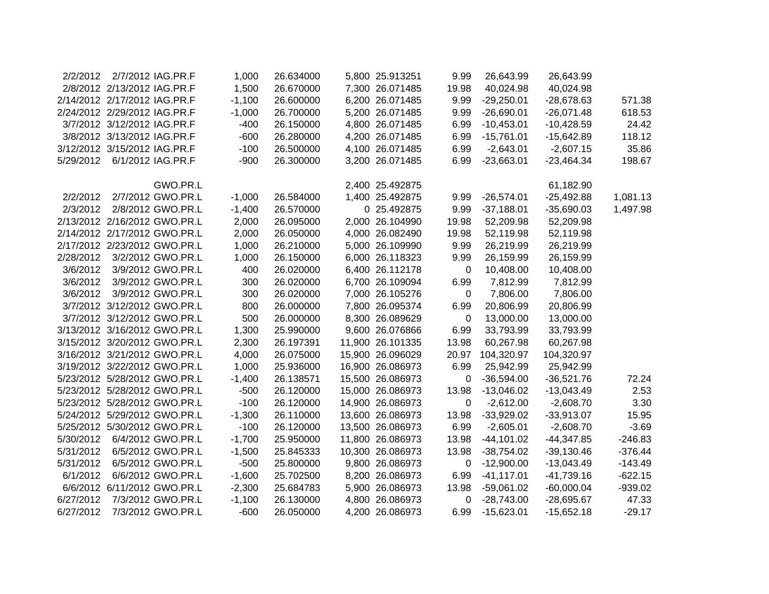| | | | | | | | | | | |
|---|---|---|---|---|---|---|---|---|---|---|
| 2/2/2012 | 2/7/2012 | IAG.PR.F | 1,000 | 26.634000 | 5,800 | 25.913251 | 9.99 | 26,643.99 | 26,643.99 | |
| 2/8/2012 | 2/13/2012 | IAG.PR.F | 1,500 | 26.670000 | 7,300 | 26.071485 | 19.98 | 40,024.98 | 40,024.98 | |
| 2/14/2012 | 2/17/2012 | IAG.PR.F | -1,100 | 26.600000 | 6,200 | 26.071485 | 9.99 | -29,250.01 | -28,678.63 | 571.38 |
| 2/24/2012 | 2/29/2012 | IAG.PR.F | -1,000 | 26.700000 | 5,200 | 26.071485 | 9.99 | -26,690.01 | -26,071.48 | 618.53 |
| 3/7/2012 | 3/12/2012 | IAG.PR.F | -400 | 26.150000 | 4,800 | 26.071485 | 6.99 | -10,453.01 | -10,428.59 | 24.42 |
| 3/8/2012 | 3/13/2012 | IAG.PR.F | -600 | 26.280000 | 4,200 | 26.071485 | 6.99 | -15,761.01 | -15,642.89 | 118.12 |
| 3/12/2012 | 3/15/2012 | IAG.PR.F | -100 | 26.500000 | 4,100 | 26.071485 | 6.99 | -2,643.01 | -2,607.15 | 35.86 |
| 5/29/2012 | 6/1/2012 | IAG.PR.F | -900 | 26.300000 | 3,200 | 26.071485 | 6.99 | -23,663.01 | -23,464.34 | 198.67 |
| | | | | | | | | | | |
| | | GWO.PR.L | | | 2,400 | 25.492875 | | | 61,182.90 | |
| 2/2/2012 | 2/7/2012 | GWO.PR.L | -1,000 | 26.584000 | 1,400 | 25.492875 | 9.99 | -26,574.01 | -25,492.88 | 1,081.13 |
| 2/3/2012 | 2/8/2012 | GWO.PR.L | -1,400 | 26.570000 | 0 | 25.492875 | 9.99 | -37,188.01 | -35,690.03 | 1,497.98 |
| 2/13/2012 | 2/16/2012 | GWO.PR.L | 2,000 | 26.095000 | 2,000 | 26.104990 | 19.98 | 52,209.98 | 52,209.98 | |
| 2/14/2012 | 2/17/2012 | GWO.PR.L | 2,000 | 26.050000 | 4,000 | 26.082490 | 19.98 | 52,119.98 | 52,119.98 | |
| 2/17/2012 | 2/23/2012 | GWO.PR.L | 1,000 | 26.210000 | 5,000 | 26.109990 | 9.99 | 26,219.99 | 26,219.99 | |
| 2/28/2012 | 3/2/2012 | GWO.PR.L | 1,000 | 26.150000 | 6,000 | 26.118323 | 9.99 | 26,159.99 | 26,159.99 | |
| 3/6/2012 | 3/9/2012 | GWO.PR.L | 400 | 26.020000 | 6,400 | 26.112178 | 0 | 10,408.00 | 10,408.00 | |
| 3/6/2012 | 3/9/2012 | GWO.PR.L | 300 | 26.020000 | 6,700 | 26.109094 | 6.99 | 7,812.99 | 7,812.99 | |
| 3/6/2012 | 3/9/2012 | GWO.PR.L | 300 | 26.020000 | 7,000 | 26.105276 | 0 | 7,806.00 | 7,806.00 | |
| 3/7/2012 | 3/12/2012 | GWO.PR.L | 800 | 26.000000 | 7,800 | 26.095374 | 6.99 | 20,806.99 | 20,806.99 | |
| 3/7/2012 | 3/12/2012 | GWO.PR.L | 500 | 26.000000 | 8,300 | 26.089629 | 0 | 13,000.00 | 13,000.00 | |
| 3/13/2012 | 3/16/2012 | GWO.PR.L | 1,300 | 25.990000 | 9,600 | 26.076866 | 6.99 | 33,793.99 | 33,793.99 | |
| 3/15/2012 | 3/20/2012 | GWO.PR.L | 2,300 | 26.197391 | 11,900 | 26.101335 | 13.98 | 60,267.98 | 60,267.98 | |
| 3/16/2012 | 3/21/2012 | GWO.PR.L | 4,000 | 26.075000 | 15,900 | 26.096029 | 20.97 | 104,320.97 | 104,320.97 | |
| 3/19/2012 | 3/22/2012 | GWO.PR.L | 1,000 | 25.936000 | 16,900 | 26.086973 | 6.99 | 25,942.99 | 25,942.99 | |
| 5/23/2012 | 5/28/2012 | GWO.PR.L | -1,400 | 26.138571 | 15,500 | 26.086973 | 0 | -36,594.00 | -36,521.76 | 72.24 |
| 5/23/2012 | 5/28/2012 | GWO.PR.L | -500 | 26.120000 | 15,000 | 26.086973 | 13.98 | -13,046.02 | -13,043.49 | 2.53 |
| 5/23/2012 | 5/28/2012 | GWO.PR.L | -100 | 26.120000 | 14,900 | 26.086973 | 0 | -2,612.00 | -2,608.70 | 3.30 |
| 5/24/2012 | 5/29/2012 | GWO.PR.L | -1,300 | 26.110000 | 13,600 | 26.086973 | 13.98 | -33,929.02 | -33,913.07 | 15.95 |
| 5/25/2012 | 5/30/2012 | GWO.PR.L | -100 | 26.120000 | 13,500 | 26.086973 | 6.99 | -2,605.01 | -2,608.70 | -3.69 |
| 5/30/2012 | 6/4/2012 | GWO.PR.L | -1,700 | 25.950000 | 11,800 | 26.086973 | 13.98 | -44,101.02 | -44,347.85 | -246.83 |
| 5/31/2012 | 6/5/2012 | GWO.PR.L | -1,500 | 25.845333 | 10,300 | 26.086973 | 13.98 | -38,754.02 | -39,130.46 | -376.44 |
| 5/31/2012 | 6/5/2012 | GWO.PR.L | -500 | 25.800000 | 9,800 | 26.086973 | 0 | -12,900.00 | -13,043.49 | -143.49 |
| 6/1/2012 | 6/6/2012 | GWO.PR.L | -1,600 | 25.702500 | 8,200 | 26.086973 | 6.99 | -41,117.01 | -41,739.16 | -622.15 |
| 6/6/2012 | 6/11/2012 | GWO.PR.L | -2,300 | 25.684783 | 5,900 | 26.086973 | 13.98 | -59,061.02 | -60,000.04 | -939.02 |
| 6/27/2012 | 7/3/2012 | GWO.PR.L | -1,100 | 26.130000 | 4,800 | 26.086973 | 0 | -28,743.00 | -28,695.67 | 47.33 |
| 6/27/2012 | 7/3/2012 | GWO.PR.L | -600 | 26.050000 | 4,200 | 26.086973 | 6.99 | -15,623.01 | -15,652.18 | -29.17 |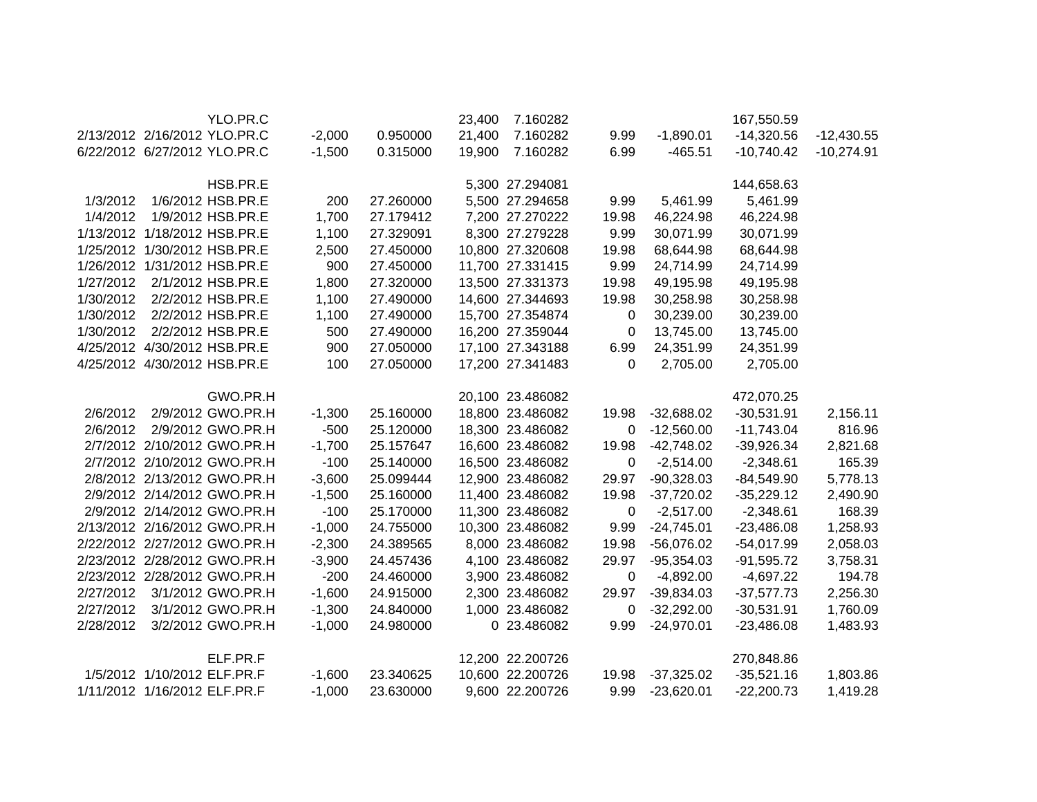| | | | | | | | | | | |
|---|---|---|---|---|---|---|---|---|---|---|
| | | YLO.PR.C | | | 23,400 | 7.160282 | | | 167,550.59 | |
| 2/13/2012 | 2/16/2012 | YLO.PR.C | -2,000 | 0.950000 | 21,400 | 7.160282 | 9.99 | -1,890.01 | -14,320.56 | -12,430.55 |
| 6/22/2012 | 6/27/2012 | YLO.PR.C | -1,500 | 0.315000 | 19,900 | 7.160282 | 6.99 | -465.51 | -10,740.42 | -10,274.91 |
| | | | | | | | | | | |
| | | HSB.PR.E | | | 5,300 | 27.294081 | | | 144,658.63 | |
| 1/3/2012 | 1/6/2012 | HSB.PR.E | 200 | 27.260000 | 5,500 | 27.294658 | 9.99 | 5,461.99 | 5,461.99 | |
| 1/4/2012 | 1/9/2012 | HSB.PR.E | 1,700 | 27.179412 | 7,200 | 27.270222 | 19.98 | 46,224.98 | 46,224.98 | |
| 1/13/2012 | 1/18/2012 | HSB.PR.E | 1,100 | 27.329091 | 8,300 | 27.279228 | 9.99 | 30,071.99 | 30,071.99 | |
| 1/25/2012 | 1/30/2012 | HSB.PR.E | 2,500 | 27.450000 | 10,800 | 27.320608 | 19.98 | 68,644.98 | 68,644.98 | |
| 1/26/2012 | 1/31/2012 | HSB.PR.E | 900 | 27.450000 | 11,700 | 27.331415 | 9.99 | 24,714.99 | 24,714.99 | |
| 1/27/2012 | 2/1/2012 | HSB.PR.E | 1,800 | 27.320000 | 13,500 | 27.331373 | 19.98 | 49,195.98 | 49,195.98 | |
| 1/30/2012 | 2/2/2012 | HSB.PR.E | 1,100 | 27.490000 | 14,600 | 27.344693 | 19.98 | 30,258.98 | 30,258.98 | |
| 1/30/2012 | 2/2/2012 | HSB.PR.E | 1,100 | 27.490000 | 15,700 | 27.354874 | 0 | 30,239.00 | 30,239.00 | |
| 1/30/2012 | 2/2/2012 | HSB.PR.E | 500 | 27.490000 | 16,200 | 27.359044 | 0 | 13,745.00 | 13,745.00 | |
| 4/25/2012 | 4/30/2012 | HSB.PR.E | 900 | 27.050000 | 17,100 | 27.343188 | 6.99 | 24,351.99 | 24,351.99 | |
| 4/25/2012 | 4/30/2012 | HSB.PR.E | 100 | 27.050000 | 17,200 | 27.341483 | 0 | 2,705.00 | 2,705.00 | |
| | | | | | | | | | | |
| | | GWO.PR.H | | | 20,100 | 23.486082 | | | 472,070.25 | |
| 2/6/2012 | 2/9/2012 | GWO.PR.H | -1,300 | 25.160000 | 18,800 | 23.486082 | 19.98 | -32,688.02 | -30,531.91 | 2,156.11 |
| 2/6/2012 | 2/9/2012 | GWO.PR.H | -500 | 25.120000 | 18,300 | 23.486082 | 0 | -12,560.00 | -11,743.04 | 816.96 |
| 2/7/2012 | 2/10/2012 | GWO.PR.H | -1,700 | 25.157647 | 16,600 | 23.486082 | 19.98 | -42,748.02 | -39,926.34 | 2,821.68 |
| 2/7/2012 | 2/10/2012 | GWO.PR.H | -100 | 25.140000 | 16,500 | 23.486082 | 0 | -2,514.00 | -2,348.61 | 165.39 |
| 2/8/2012 | 2/13/2012 | GWO.PR.H | -3,600 | 25.099444 | 12,900 | 23.486082 | 29.97 | -90,328.03 | -84,549.90 | 5,778.13 |
| 2/9/2012 | 2/14/2012 | GWO.PR.H | -1,500 | 25.160000 | 11,400 | 23.486082 | 19.98 | -37,720.02 | -35,229.12 | 2,490.90 |
| 2/9/2012 | 2/14/2012 | GWO.PR.H | -100 | 25.170000 | 11,300 | 23.486082 | 0 | -2,517.00 | -2,348.61 | 168.39 |
| 2/13/2012 | 2/16/2012 | GWO.PR.H | -1,000 | 24.755000 | 10,300 | 23.486082 | 9.99 | -24,745.01 | -23,486.08 | 1,258.93 |
| 2/22/2012 | 2/27/2012 | GWO.PR.H | -2,300 | 24.389565 | 8,000 | 23.486082 | 19.98 | -56,076.02 | -54,017.99 | 2,058.03 |
| 2/23/2012 | 2/28/2012 | GWO.PR.H | -3,900 | 24.457436 | 4,100 | 23.486082 | 29.97 | -95,354.03 | -91,595.72 | 3,758.31 |
| 2/23/2012 | 2/28/2012 | GWO.PR.H | -200 | 24.460000 | 3,900 | 23.486082 | 0 | -4,892.00 | -4,697.22 | 194.78 |
| 2/27/2012 | 3/1/2012 | GWO.PR.H | -1,600 | 24.915000 | 2,300 | 23.486082 | 29.97 | -39,834.03 | -37,577.73 | 2,256.30 |
| 2/27/2012 | 3/1/2012 | GWO.PR.H | -1,300 | 24.840000 | 1,000 | 23.486082 | 0 | -32,292.00 | -30,531.91 | 1,760.09 |
| 2/28/2012 | 3/2/2012 | GWO.PR.H | -1,000 | 24.980000 | 0 | 23.486082 | 9.99 | -24,970.01 | -23,486.08 | 1,483.93 |
| | | | | | | | | | | |
| | | ELF.PR.F | | | 12,200 | 22.200726 | | | 270,848.86 | |
| 1/5/2012 | 1/10/2012 | ELF.PR.F | -1,600 | 23.340625 | 10,600 | 22.200726 | 19.98 | -37,325.02 | -35,521.16 | 1,803.86 |
| 1/11/2012 | 1/16/2012 | ELF.PR.F | -1,000 | 23.630000 | 9,600 | 22.200726 | 9.99 | -23,620.01 | -22,200.73 | 1,419.28 |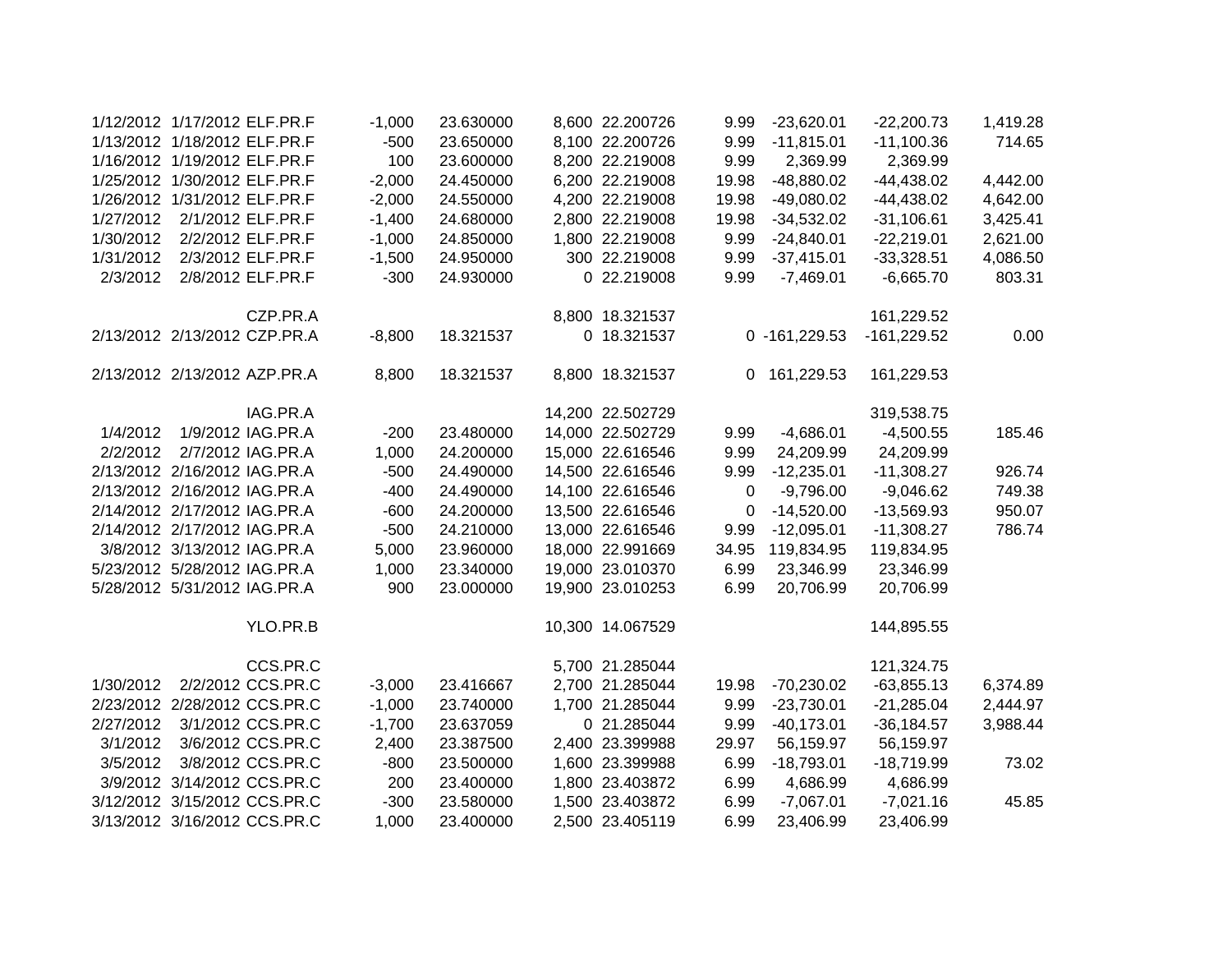| | | | | | | | | | | |
|---|---|---|---|---|---|---|---|---|---|---|
| 1/12/2012 | 1/17/2012 | ELF.PR.F | -1,000 | 23.630000 | 8,600 | 22.200726 | 9.99 | -23,620.01 | -22,200.73 | 1,419.28 |
| 1/13/2012 | 1/18/2012 | ELF.PR.F | -500 | 23.650000 | 8,100 | 22.200726 | 9.99 | -11,815.01 | -11,100.36 | 714.65 |
| 1/16/2012 | 1/19/2012 | ELF.PR.F | 100 | 23.600000 | 8,200 | 22.219008 | 9.99 | 2,369.99 | 2,369.99 | |
| 1/25/2012 | 1/30/2012 | ELF.PR.F | -2,000 | 24.450000 | 6,200 | 22.219008 | 19.98 | -48,880.02 | -44,438.02 | 4,442.00 |
| 1/26/2012 | 1/31/2012 | ELF.PR.F | -2,000 | 24.550000 | 4,200 | 22.219008 | 19.98 | -49,080.02 | -44,438.02 | 4,642.00 |
| 1/27/2012 | 2/1/2012 | ELF.PR.F | -1,400 | 24.680000 | 2,800 | 22.219008 | 19.98 | -34,532.02 | -31,106.61 | 3,425.41 |
| 1/30/2012 | 2/2/2012 | ELF.PR.F | -1,000 | 24.850000 | 1,800 | 22.219008 | 9.99 | -24,840.01 | -22,219.01 | 2,621.00 |
| 1/31/2012 | 2/3/2012 | ELF.PR.F | -1,500 | 24.950000 | 300 | 22.219008 | 9.99 | -37,415.01 | -33,328.51 | 4,086.50 |
| 2/3/2012 | 2/8/2012 | ELF.PR.F | -300 | 24.930000 | 0 | 22.219008 | 9.99 | -7,469.01 | -6,665.70 | 803.31 |
| | | | | | | | | | | |
| | | CZP.PR.A | | | 8,800 | 18.321537 | | | 161,229.52 | |
| 2/13/2012 | 2/13/2012 | CZP.PR.A | -8,800 | 18.321537 | 0 | 18.321537 | 0 | -161,229.53 | -161,229.52 | 0.00 |
| | | | | | | | | | | |
| 2/13/2012 | 2/13/2012 | AZP.PR.A | 8,800 | 18.321537 | 8,800 | 18.321537 | 0 | 161,229.53 | 161,229.53 | |
| | | | | | | | | | | |
| | | IAG.PR.A | | | 14,200 | 22.502729 | | | 319,538.75 | |
| 1/4/2012 | 1/9/2012 | IAG.PR.A | -200 | 23.480000 | 14,000 | 22.502729 | 9.99 | -4,686.01 | -4,500.55 | 185.46 |
| 2/2/2012 | 2/7/2012 | IAG.PR.A | 1,000 | 24.200000 | 15,000 | 22.616546 | 9.99 | 24,209.99 | 24,209.99 | |
| 2/13/2012 | 2/16/2012 | IAG.PR.A | -500 | 24.490000 | 14,500 | 22.616546 | 9.99 | -12,235.01 | -11,308.27 | 926.74 |
| 2/13/2012 | 2/16/2012 | IAG.PR.A | -400 | 24.490000 | 14,100 | 22.616546 | 0 | -9,796.00 | -9,046.62 | 749.38 |
| 2/14/2012 | 2/17/2012 | IAG.PR.A | -600 | 24.200000 | 13,500 | 22.616546 | 0 | -14,520.00 | -13,569.93 | 950.07 |
| 2/14/2012 | 2/17/2012 | IAG.PR.A | -500 | 24.210000 | 13,000 | 22.616546 | 9.99 | -12,095.01 | -11,308.27 | 786.74 |
| 3/8/2012 | 3/13/2012 | IAG.PR.A | 5,000 | 23.960000 | 18,000 | 22.991669 | 34.95 | 119,834.95 | 119,834.95 | |
| 5/23/2012 | 5/28/2012 | IAG.PR.A | 1,000 | 23.340000 | 19,000 | 23.010370 | 6.99 | 23,346.99 | 23,346.99 | |
| 5/28/2012 | 5/31/2012 | IAG.PR.A | 900 | 23.000000 | 19,900 | 23.010253 | 6.99 | 20,706.99 | 20,706.99 | |
| | | | | | | | | | | |
| | | YLO.PR.B | | | 10,300 | 14.067529 | | | 144,895.55 | |
| | | | | | | | | | | |
| | | CCS.PR.C | | | 5,700 | 21.285044 | | | 121,324.75 | |
| 1/30/2012 | 2/2/2012 | CCS.PR.C | -3,000 | 23.416667 | 2,700 | 21.285044 | 19.98 | -70,230.02 | -63,855.13 | 6,374.89 |
| 2/23/2012 | 2/28/2012 | CCS.PR.C | -1,000 | 23.740000 | 1,700 | 21.285044 | 9.99 | -23,730.01 | -21,285.04 | 2,444.97 |
| 2/27/2012 | 3/1/2012 | CCS.PR.C | -1,700 | 23.637059 | 0 | 21.285044 | 9.99 | -40,173.01 | -36,184.57 | 3,988.44 |
| 3/1/2012 | 3/6/2012 | CCS.PR.C | 2,400 | 23.387500 | 2,400 | 23.399988 | 29.97 | 56,159.97 | 56,159.97 | |
| 3/5/2012 | 3/8/2012 | CCS.PR.C | -800 | 23.500000 | 1,600 | 23.399988 | 6.99 | -18,793.01 | -18,719.99 | 73.02 |
| 3/9/2012 | 3/14/2012 | CCS.PR.C | 200 | 23.400000 | 1,800 | 23.403872 | 6.99 | 4,686.99 | 4,686.99 | |
| 3/12/2012 | 3/15/2012 | CCS.PR.C | -300 | 23.580000 | 1,500 | 23.403872 | 6.99 | -7,067.01 | -7,021.16 | 45.85 |
| 3/13/2012 | 3/16/2012 | CCS.PR.C | 1,000 | 23.400000 | 2,500 | 23.405119 | 6.99 | 23,406.99 | 23,406.99 | |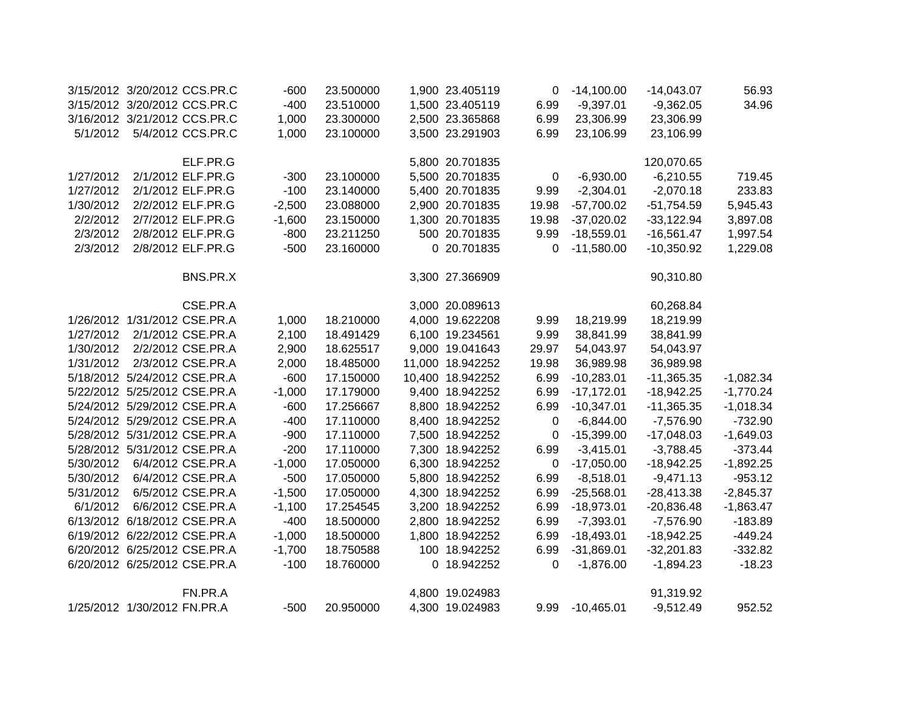| | | | | | | | | | | |
|---|---|---|---|---|---|---|---|---|---|---|
| 3/15/2012 | 3/20/2012 | CCS.PR.C | -600 | 23.500000 | 1,900 | 23.405119 | 0 | -14,100.00 | -14,043.07 | 56.93 |
| 3/15/2012 | 3/20/2012 | CCS.PR.C | -400 | 23.510000 | 1,500 | 23.405119 | 6.99 | -9,397.01 | -9,362.05 | 34.96 |
| 3/16/2012 | 3/21/2012 | CCS.PR.C | 1,000 | 23.300000 | 2,500 | 23.365868 | 6.99 | 23,306.99 | 23,306.99 | |
| 5/1/2012 | 5/4/2012 | CCS.PR.C | 1,000 | 23.100000 | 3,500 | 23.291903 | 6.99 | 23,106.99 | 23,106.99 | |
| | | | | | | | | | | |
| | | ELF.PR.G | | | 5,800 | 20.701835 | | | 120,070.65 | |
| 1/27/2012 | 2/1/2012 | ELF.PR.G | -300 | 23.100000 | 5,500 | 20.701835 | 0 | -6,930.00 | -6,210.55 | 719.45 |
| 1/27/2012 | 2/1/2012 | ELF.PR.G | -100 | 23.140000 | 5,400 | 20.701835 | 9.99 | -2,304.01 | -2,070.18 | 233.83 |
| 1/30/2012 | 2/2/2012 | ELF.PR.G | -2,500 | 23.088000 | 2,900 | 20.701835 | 19.98 | -57,700.02 | -51,754.59 | 5,945.43 |
| 2/2/2012 | 2/7/2012 | ELF.PR.G | -1,600 | 23.150000 | 1,300 | 20.701835 | 19.98 | -37,020.02 | -33,122.94 | 3,897.08 |
| 2/3/2012 | 2/8/2012 | ELF.PR.G | -800 | 23.211250 | 500 | 20.701835 | 9.99 | -18,559.01 | -16,561.47 | 1,997.54 |
| 2/3/2012 | 2/8/2012 | ELF.PR.G | -500 | 23.160000 | 0 | 20.701835 | 0 | -11,580.00 | -10,350.92 | 1,229.08 |
| | | | | | | | | | | |
| | | BNS.PR.X | | | 3,300 | 27.366909 | | | 90,310.80 | |
| | | | | | | | | | | |
| | | CSE.PR.A | | | 3,000 | 20.089613 | | | 60,268.84 | |
| 1/26/2012 | 1/31/2012 | CSE.PR.A | 1,000 | 18.210000 | 4,000 | 19.622208 | 9.99 | 18,219.99 | 18,219.99 | |
| 1/27/2012 | 2/1/2012 | CSE.PR.A | 2,100 | 18.491429 | 6,100 | 19.234561 | 9.99 | 38,841.99 | 38,841.99 | |
| 1/30/2012 | 2/2/2012 | CSE.PR.A | 2,900 | 18.625517 | 9,000 | 19.041643 | 29.97 | 54,043.97 | 54,043.97 | |
| 1/31/2012 | 2/3/2012 | CSE.PR.A | 2,000 | 18.485000 | 11,000 | 18.942252 | 19.98 | 36,989.98 | 36,989.98 | |
| 5/18/2012 | 5/24/2012 | CSE.PR.A | -600 | 17.150000 | 10,400 | 18.942252 | 6.99 | -10,283.01 | -11,365.35 | -1,082.34 |
| 5/22/2012 | 5/25/2012 | CSE.PR.A | -1,000 | 17.179000 | 9,400 | 18.942252 | 6.99 | -17,172.01 | -18,942.25 | -1,770.24 |
| 5/24/2012 | 5/29/2012 | CSE.PR.A | -600 | 17.256667 | 8,800 | 18.942252 | 6.99 | -10,347.01 | -11,365.35 | -1,018.34 |
| 5/24/2012 | 5/29/2012 | CSE.PR.A | -400 | 17.110000 | 8,400 | 18.942252 | 0 | -6,844.00 | -7,576.90 | -732.90 |
| 5/28/2012 | 5/31/2012 | CSE.PR.A | -900 | 17.110000 | 7,500 | 18.942252 | 0 | -15,399.00 | -17,048.03 | -1,649.03 |
| 5/28/2012 | 5/31/2012 | CSE.PR.A | -200 | 17.110000 | 7,300 | 18.942252 | 6.99 | -3,415.01 | -3,788.45 | -373.44 |
| 5/30/2012 | 6/4/2012 | CSE.PR.A | -1,000 | 17.050000 | 6,300 | 18.942252 | 0 | -17,050.00 | -18,942.25 | -1,892.25 |
| 5/30/2012 | 6/4/2012 | CSE.PR.A | -500 | 17.050000 | 5,800 | 18.942252 | 6.99 | -8,518.01 | -9,471.13 | -953.12 |
| 5/31/2012 | 6/5/2012 | CSE.PR.A | -1,500 | 17.050000 | 4,300 | 18.942252 | 6.99 | -25,568.01 | -28,413.38 | -2,845.37 |
| 6/1/2012 | 6/6/2012 | CSE.PR.A | -1,100 | 17.254545 | 3,200 | 18.942252 | 6.99 | -18,973.01 | -20,836.48 | -1,863.47 |
| 6/13/2012 | 6/18/2012 | CSE.PR.A | -400 | 18.500000 | 2,800 | 18.942252 | 6.99 | -7,393.01 | -7,576.90 | -183.89 |
| 6/19/2012 | 6/22/2012 | CSE.PR.A | -1,000 | 18.500000 | 1,800 | 18.942252 | 6.99 | -18,493.01 | -18,942.25 | -449.24 |
| 6/20/2012 | 6/25/2012 | CSE.PR.A | -1,700 | 18.750588 | 100 | 18.942252 | 6.99 | -31,869.01 | -32,201.83 | -332.82 |
| 6/20/2012 | 6/25/2012 | CSE.PR.A | -100 | 18.760000 | 0 | 18.942252 | 0 | -1,876.00 | -1,894.23 | -18.23 |
| | | | | | | | | | | |
| | | FN.PR.A | | | 4,800 | 19.024983 | | | 91,319.92 | |
| 1/25/2012 | 1/30/2012 | FN.PR.A | -500 | 20.950000 | 4,300 | 19.024983 | 9.99 | -10,465.01 | -9,512.49 | 952.52 |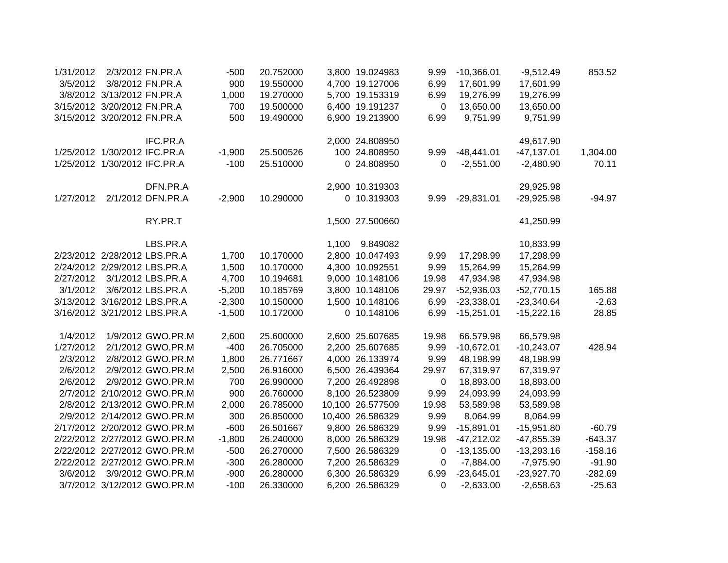| | | | | | | | | | | |
|---|---|---|---|---|---|---|---|---|---|---|
| 1/31/2012 | 2/3/2012 | FN.PR.A | -500 | 20.752000 | 3,800 | 19.024983 | 9.99 | -10,366.01 | -9,512.49 | 853.52 |
| 3/5/2012 | 3/8/2012 | FN.PR.A | 900 | 19.550000 | 4,700 | 19.127006 | 6.99 | 17,601.99 | 17,601.99 | |
| 3/8/2012 | 3/13/2012 | FN.PR.A | 1,000 | 19.270000 | 5,700 | 19.153319 | 6.99 | 19,276.99 | 19,276.99 | |
| 3/15/2012 | 3/20/2012 | FN.PR.A | 700 | 19.500000 | 6,400 | 19.191237 | 0 | 13,650.00 | 13,650.00 | |
| 3/15/2012 | 3/20/2012 | FN.PR.A | 500 | 19.490000 | 6,900 | 19.213900 | 6.99 | 9,751.99 | 9,751.99 | |
| | | | | | | | | | | |
| | | IFC.PR.A | | | 2,000 | 24.808950 | | | 49,617.90 | |
| 1/25/2012 | 1/30/2012 | IFC.PR.A | -1,900 | 25.500526 | 100 | 24.808950 | 9.99 | -48,441.01 | -47,137.01 | 1,304.00 |
| 1/25/2012 | 1/30/2012 | IFC.PR.A | -100 | 25.510000 | 0 | 24.808950 | 0 | -2,551.00 | -2,480.90 | 70.11 |
| | | | | | | | | | | |
| | | DFN.PR.A | | | 2,900 | 10.319303 | | | 29,925.98 | |
| 1/27/2012 | 2/1/2012 | DFN.PR.A | -2,900 | 10.290000 | 0 | 10.319303 | 9.99 | -29,831.01 | -29,925.98 | -94.97 |
| | | | | | | | | | | |
| | | RY.PR.T | | | 1,500 | 27.500660 | | | 41,250.99 | |
| | | | | | | | | | | |
| | | LBS.PR.A | | | 1,100 | 9.849082 | | | 10,833.99 | |
| 2/23/2012 | 2/28/2012 | LBS.PR.A | 1,700 | 10.170000 | 2,800 | 10.047493 | 9.99 | 17,298.99 | 17,298.99 | |
| 2/24/2012 | 2/29/2012 | LBS.PR.A | 1,500 | 10.170000 | 4,300 | 10.092551 | 9.99 | 15,264.99 | 15,264.99 | |
| 2/27/2012 | 3/1/2012 | LBS.PR.A | 4,700 | 10.194681 | 9,000 | 10.148106 | 19.98 | 47,934.98 | 47,934.98 | |
| 3/1/2012 | 3/6/2012 | LBS.PR.A | -5,200 | 10.185769 | 3,800 | 10.148106 | 29.97 | -52,936.03 | -52,770.15 | 165.88 |
| 3/13/2012 | 3/16/2012 | LBS.PR.A | -2,300 | 10.150000 | 1,500 | 10.148106 | 6.99 | -23,338.01 | -23,340.64 | -2.63 |
| 3/16/2012 | 3/21/2012 | LBS.PR.A | -1,500 | 10.172000 | 0 | 10.148106 | 6.99 | -15,251.01 | -15,222.16 | 28.85 |
| | | | | | | | | | | |
| 1/4/2012 | 1/9/2012 | GWO.PR.M | 2,600 | 25.600000 | 2,600 | 25.607685 | 19.98 | 66,579.98 | 66,579.98 | |
| 1/27/2012 | 2/1/2012 | GWO.PR.M | -400 | 26.705000 | 2,200 | 25.607685 | 9.99 | -10,672.01 | -10,243.07 | 428.94 |
| 2/3/2012 | 2/8/2012 | GWO.PR.M | 1,800 | 26.771667 | 4,000 | 26.133974 | 9.99 | 48,198.99 | 48,198.99 | |
| 2/6/2012 | 2/9/2012 | GWO.PR.M | 2,500 | 26.916000 | 6,500 | 26.439364 | 29.97 | 67,319.97 | 67,319.97 | |
| 2/6/2012 | 2/9/2012 | GWO.PR.M | 700 | 26.990000 | 7,200 | 26.492898 | 0 | 18,893.00 | 18,893.00 | |
| 2/7/2012 | 2/10/2012 | GWO.PR.M | 900 | 26.760000 | 8,100 | 26.523809 | 9.99 | 24,093.99 | 24,093.99 | |
| 2/8/2012 | 2/13/2012 | GWO.PR.M | 2,000 | 26.785000 | 10,100 | 26.577509 | 19.98 | 53,589.98 | 53,589.98 | |
| 2/9/2012 | 2/14/2012 | GWO.PR.M | 300 | 26.850000 | 10,400 | 26.586329 | 9.99 | 8,064.99 | 8,064.99 | |
| 2/17/2012 | 2/20/2012 | GWO.PR.M | -600 | 26.501667 | 9,800 | 26.586329 | 9.99 | -15,891.01 | -15,951.80 | -60.79 |
| 2/22/2012 | 2/27/2012 | GWO.PR.M | -1,800 | 26.240000 | 8,000 | 26.586329 | 19.98 | -47,212.02 | -47,855.39 | -643.37 |
| 2/22/2012 | 2/27/2012 | GWO.PR.M | -500 | 26.270000 | 7,500 | 26.586329 | 0 | -13,135.00 | -13,293.16 | -158.16 |
| 2/22/2012 | 2/27/2012 | GWO.PR.M | -300 | 26.280000 | 7,200 | 26.586329 | 0 | -7,884.00 | -7,975.90 | -91.90 |
| 3/6/2012 | 3/9/2012 | GWO.PR.M | -900 | 26.280000 | 6,300 | 26.586329 | 6.99 | -23,645.01 | -23,927.70 | -282.69 |
| 3/7/2012 | 3/12/2012 | GWO.PR.M | -100 | 26.330000 | 6,200 | 26.586329 | 0 | -2,633.00 | -2,658.63 | -25.63 |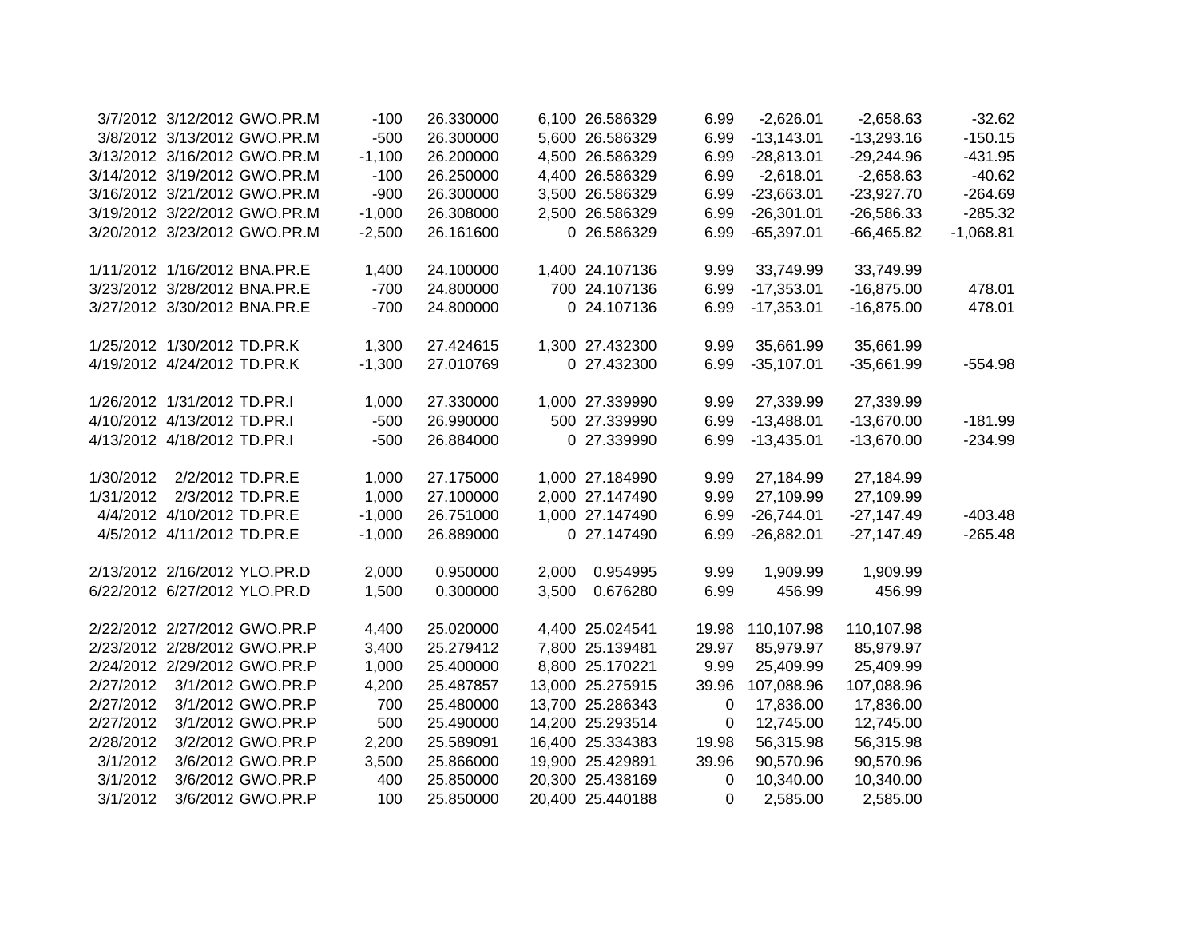| | | | | | | | | | | |
|---|---|---|---|---|---|---|---|---|---|---|
| 3/7/2012 | 3/12/2012 | GWO.PR.M | -100 | 26.330000 | 6,100 | 26.586329 | 6.99 | -2,626.01 | -2,658.63 | -32.62 |
| 3/8/2012 | 3/13/2012 | GWO.PR.M | -500 | 26.300000 | 5,600 | 26.586329 | 6.99 | -13,143.01 | -13,293.16 | -150.15 |
| 3/13/2012 | 3/16/2012 | GWO.PR.M | -1,100 | 26.200000 | 4,500 | 26.586329 | 6.99 | -28,813.01 | -29,244.96 | -431.95 |
| 3/14/2012 | 3/19/2012 | GWO.PR.M | -100 | 26.250000 | 4,400 | 26.586329 | 6.99 | -2,618.01 | -2,658.63 | -40.62 |
| 3/16/2012 | 3/21/2012 | GWO.PR.M | -900 | 26.300000 | 3,500 | 26.586329 | 6.99 | -23,663.01 | -23,927.70 | -264.69 |
| 3/19/2012 | 3/22/2012 | GWO.PR.M | -1,000 | 26.308000 | 2,500 | 26.586329 | 6.99 | -26,301.01 | -26,586.33 | -285.32 |
| 3/20/2012 | 3/23/2012 | GWO.PR.M | -2,500 | 26.161600 | 0 | 26.586329 | 6.99 | -65,397.01 | -66,465.82 | -1,068.81 |
| | | | | | | | | | | |
| 1/11/2012 | 1/16/2012 | BNA.PR.E | 1,400 | 24.100000 | 1,400 | 24.107136 | 9.99 | 33,749.99 | 33,749.99 | |
| 3/23/2012 | 3/28/2012 | BNA.PR.E | -700 | 24.800000 | 700 | 24.107136 | 6.99 | -17,353.01 | -16,875.00 | 478.01 |
| 3/27/2012 | 3/30/2012 | BNA.PR.E | -700 | 24.800000 | 0 | 24.107136 | 6.99 | -17,353.01 | -16,875.00 | 478.01 |
| | | | | | | | | | | |
| 1/25/2012 | 1/30/2012 | TD.PR.K | 1,300 | 27.424615 | 1,300 | 27.432300 | 9.99 | 35,661.99 | 35,661.99 | |
| 4/19/2012 | 4/24/2012 | TD.PR.K | -1,300 | 27.010769 | 0 | 27.432300 | 6.99 | -35,107.01 | -35,661.99 | -554.98 |
| | | | | | | | | | | |
| 1/26/2012 | 1/31/2012 | TD.PR.I | 1,000 | 27.330000 | 1,000 | 27.339990 | 9.99 | 27,339.99 | 27,339.99 | |
| 4/10/2012 | 4/13/2012 | TD.PR.I | -500 | 26.990000 | 500 | 27.339990 | 6.99 | -13,488.01 | -13,670.00 | -181.99 |
| 4/13/2012 | 4/18/2012 | TD.PR.I | -500 | 26.884000 | 0 | 27.339990 | 6.99 | -13,435.01 | -13,670.00 | -234.99 |
| | | | | | | | | | | |
| 1/30/2012 | 2/2/2012 | TD.PR.E | 1,000 | 27.175000 | 1,000 | 27.184990 | 9.99 | 27,184.99 | 27,184.99 | |
| 1/31/2012 | 2/3/2012 | TD.PR.E | 1,000 | 27.100000 | 2,000 | 27.147490 | 9.99 | 27,109.99 | 27,109.99 | |
| 4/4/2012 | 4/10/2012 | TD.PR.E | -1,000 | 26.751000 | 1,000 | 27.147490 | 6.99 | -26,744.01 | -27,147.49 | -403.48 |
| 4/5/2012 | 4/11/2012 | TD.PR.E | -1,000 | 26.889000 | 0 | 27.147490 | 6.99 | -26,882.01 | -27,147.49 | -265.48 |
| | | | | | | | | | | |
| 2/13/2012 | 2/16/2012 | YLO.PR.D | 2,000 | 0.950000 | 2,000 | 0.954995 | 9.99 | 1,909.99 | 1,909.99 | |
| 6/22/2012 | 6/27/2012 | YLO.PR.D | 1,500 | 0.300000 | 3,500 | 0.676280 | 6.99 | 456.99 | 456.99 | |
| | | | | | | | | | | |
| 2/22/2012 | 2/27/2012 | GWO.PR.P | 4,400 | 25.020000 | 4,400 | 25.024541 | 19.98 | 110,107.98 | 110,107.98 | |
| 2/23/2012 | 2/28/2012 | GWO.PR.P | 3,400 | 25.279412 | 7,800 | 25.139481 | 29.97 | 85,979.97 | 85,979.97 | |
| 2/24/2012 | 2/29/2012 | GWO.PR.P | 1,000 | 25.400000 | 8,800 | 25.170221 | 9.99 | 25,409.99 | 25,409.99 | |
| 2/27/2012 | 3/1/2012 | GWO.PR.P | 4,200 | 25.487857 | 13,000 | 25.275915 | 39.96 | 107,088.96 | 107,088.96 | |
| 2/27/2012 | 3/1/2012 | GWO.PR.P | 700 | 25.480000 | 13,700 | 25.286343 | 0 | 17,836.00 | 17,836.00 | |
| 2/27/2012 | 3/1/2012 | GWO.PR.P | 500 | 25.490000 | 14,200 | 25.293514 | 0 | 12,745.00 | 12,745.00 | |
| 2/28/2012 | 3/2/2012 | GWO.PR.P | 2,200 | 25.589091 | 16,400 | 25.334383 | 19.98 | 56,315.98 | 56,315.98 | |
| 3/1/2012 | 3/6/2012 | GWO.PR.P | 3,500 | 25.866000 | 19,900 | 25.429891 | 39.96 | 90,570.96 | 90,570.96 | |
| 3/1/2012 | 3/6/2012 | GWO.PR.P | 400 | 25.850000 | 20,300 | 25.438169 | 0 | 10,340.00 | 10,340.00 | |
| 3/1/2012 | 3/6/2012 | GWO.PR.P | 100 | 25.850000 | 20,400 | 25.440188 | 0 | 2,585.00 | 2,585.00 | |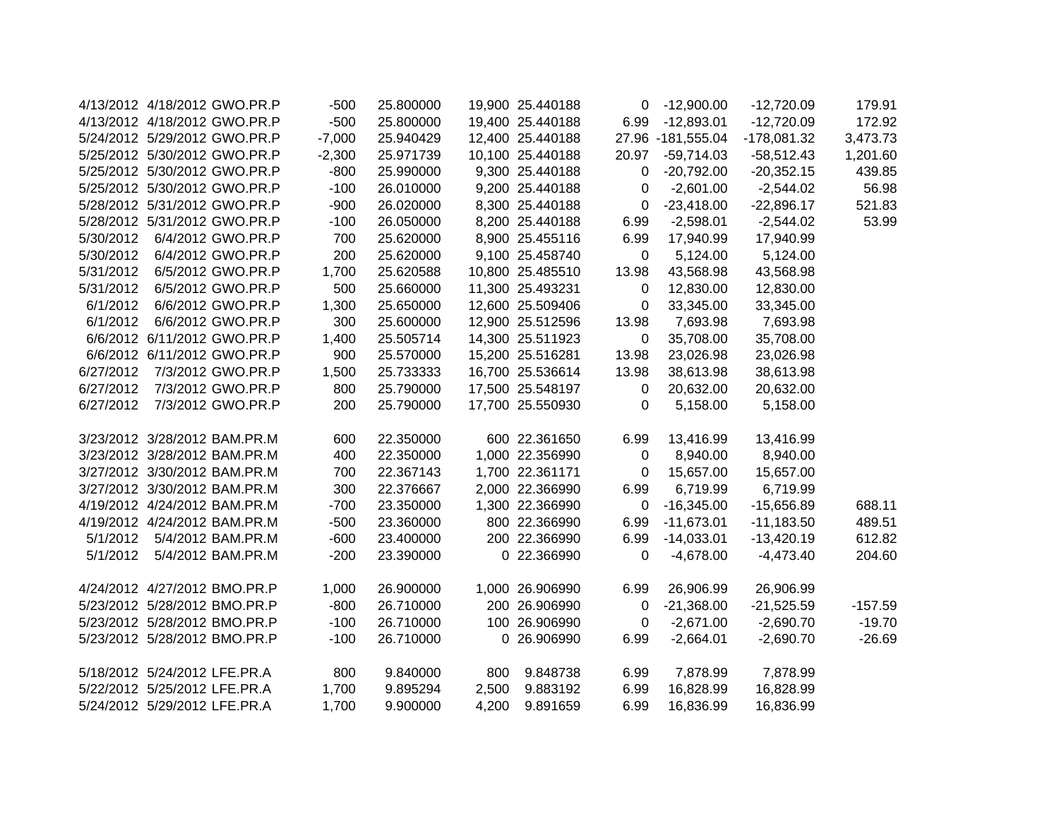| | | | | | | | | | | |
|---|---|---|---|---|---|---|---|---|---|---|
| 4/13/2012 | 4/18/2012 | GWO.PR.P | -500 | 25.800000 | 19,900 | 25.440188 | 0 | -12,900.00 | -12,720.09 | 179.91 |
| 4/13/2012 | 4/18/2012 | GWO.PR.P | -500 | 25.800000 | 19,400 | 25.440188 | 6.99 | -12,893.01 | -12,720.09 | 172.92 |
| 5/24/2012 | 5/29/2012 | GWO.PR.P | -7,000 | 25.940429 | 12,400 | 25.440188 | 27.96 | -181,555.04 | -178,081.32 | 3,473.73 |
| 5/25/2012 | 5/30/2012 | GWO.PR.P | -2,300 | 25.971739 | 10,100 | 25.440188 | 20.97 | -59,714.03 | -58,512.43 | 1,201.60 |
| 5/25/2012 | 5/30/2012 | GWO.PR.P | -800 | 25.990000 | 9,300 | 25.440188 | 0 | -20,792.00 | -20,352.15 | 439.85 |
| 5/25/2012 | 5/30/2012 | GWO.PR.P | -100 | 26.010000 | 9,200 | 25.440188 | 0 | -2,601.00 | -2,544.02 | 56.98 |
| 5/28/2012 | 5/31/2012 | GWO.PR.P | -900 | 26.020000 | 8,300 | 25.440188 | 0 | -23,418.00 | -22,896.17 | 521.83 |
| 5/28/2012 | 5/31/2012 | GWO.PR.P | -100 | 26.050000 | 8,200 | 25.440188 | 6.99 | -2,598.01 | -2,544.02 | 53.99 |
| 5/30/2012 | 6/4/2012 | GWO.PR.P | 700 | 25.620000 | 8,900 | 25.455116 | 6.99 | 17,940.99 | 17,940.99 | |
| 5/30/2012 | 6/4/2012 | GWO.PR.P | 200 | 25.620000 | 9,100 | 25.458740 | 0 | 5,124.00 | 5,124.00 | |
| 5/31/2012 | 6/5/2012 | GWO.PR.P | 1,700 | 25.620588 | 10,800 | 25.485510 | 13.98 | 43,568.98 | 43,568.98 | |
| 5/31/2012 | 6/5/2012 | GWO.PR.P | 500 | 25.660000 | 11,300 | 25.493231 | 0 | 12,830.00 | 12,830.00 | |
| 6/1/2012 | 6/6/2012 | GWO.PR.P | 1,300 | 25.650000 | 12,600 | 25.509406 | 0 | 33,345.00 | 33,345.00 | |
| 6/1/2012 | 6/6/2012 | GWO.PR.P | 300 | 25.600000 | 12,900 | 25.512596 | 13.98 | 7,693.98 | 7,693.98 | |
| 6/6/2012 | 6/11/2012 | GWO.PR.P | 1,400 | 25.505714 | 14,300 | 25.511923 | 0 | 35,708.00 | 35,708.00 | |
| 6/6/2012 | 6/11/2012 | GWO.PR.P | 900 | 25.570000 | 15,200 | 25.516281 | 13.98 | 23,026.98 | 23,026.98 | |
| 6/27/2012 | 7/3/2012 | GWO.PR.P | 1,500 | 25.733333 | 16,700 | 25.536614 | 13.98 | 38,613.98 | 38,613.98 | |
| 6/27/2012 | 7/3/2012 | GWO.PR.P | 800 | 25.790000 | 17,500 | 25.548197 | 0 | 20,632.00 | 20,632.00 | |
| 6/27/2012 | 7/3/2012 | GWO.PR.P | 200 | 25.790000 | 17,700 | 25.550930 | 0 | 5,158.00 | 5,158.00 | |
| | | | | | | | | | | |
| 3/23/2012 | 3/28/2012 | BAM.PR.M | 600 | 22.350000 | 600 | 22.361650 | 6.99 | 13,416.99 | 13,416.99 | |
| 3/23/2012 | 3/28/2012 | BAM.PR.M | 400 | 22.350000 | 1,000 | 22.356990 | 0 | 8,940.00 | 8,940.00 | |
| 3/27/2012 | 3/30/2012 | BAM.PR.M | 700 | 22.367143 | 1,700 | 22.361171 | 0 | 15,657.00 | 15,657.00 | |
| 3/27/2012 | 3/30/2012 | BAM.PR.M | 300 | 22.376667 | 2,000 | 22.366990 | 6.99 | 6,719.99 | 6,719.99 | |
| 4/19/2012 | 4/24/2012 | BAM.PR.M | -700 | 23.350000 | 1,300 | 22.366990 | 0 | -16,345.00 | -15,656.89 | 688.11 |
| 4/19/2012 | 4/24/2012 | BAM.PR.M | -500 | 23.360000 | 800 | 22.366990 | 6.99 | -11,673.01 | -11,183.50 | 489.51 |
| 5/1/2012 | 5/4/2012 | BAM.PR.M | -600 | 23.400000 | 200 | 22.366990 | 6.99 | -14,033.01 | -13,420.19 | 612.82 |
| 5/1/2012 | 5/4/2012 | BAM.PR.M | -200 | 23.390000 | 0 | 22.366990 | 0 | -4,678.00 | -4,473.40 | 204.60 |
| | | | | | | | | | | |
| 4/24/2012 | 4/27/2012 | BMO.PR.P | 1,000 | 26.900000 | 1,000 | 26.906990 | 6.99 | 26,906.99 | 26,906.99 | |
| 5/23/2012 | 5/28/2012 | BMO.PR.P | -800 | 26.710000 | 200 | 26.906990 | 0 | -21,368.00 | -21,525.59 | -157.59 |
| 5/23/2012 | 5/28/2012 | BMO.PR.P | -100 | 26.710000 | 100 | 26.906990 | 0 | -2,671.00 | -2,690.70 | -19.70 |
| 5/23/2012 | 5/28/2012 | BMO.PR.P | -100 | 26.710000 | 0 | 26.906990 | 6.99 | -2,664.01 | -2,690.70 | -26.69 |
| | | | | | | | | | | |
| 5/18/2012 | 5/24/2012 | LFE.PR.A | 800 | 9.840000 | 800 | 9.848738 | 6.99 | 7,878.99 | 7,878.99 | |
| 5/22/2012 | 5/25/2012 | LFE.PR.A | 1,700 | 9.895294 | 2,500 | 9.883192 | 6.99 | 16,828.99 | 16,828.99 | |
| 5/24/2012 | 5/29/2012 | LFE.PR.A | 1,700 | 9.900000 | 4,200 | 9.891659 | 6.99 | 16,836.99 | 16,836.99 | |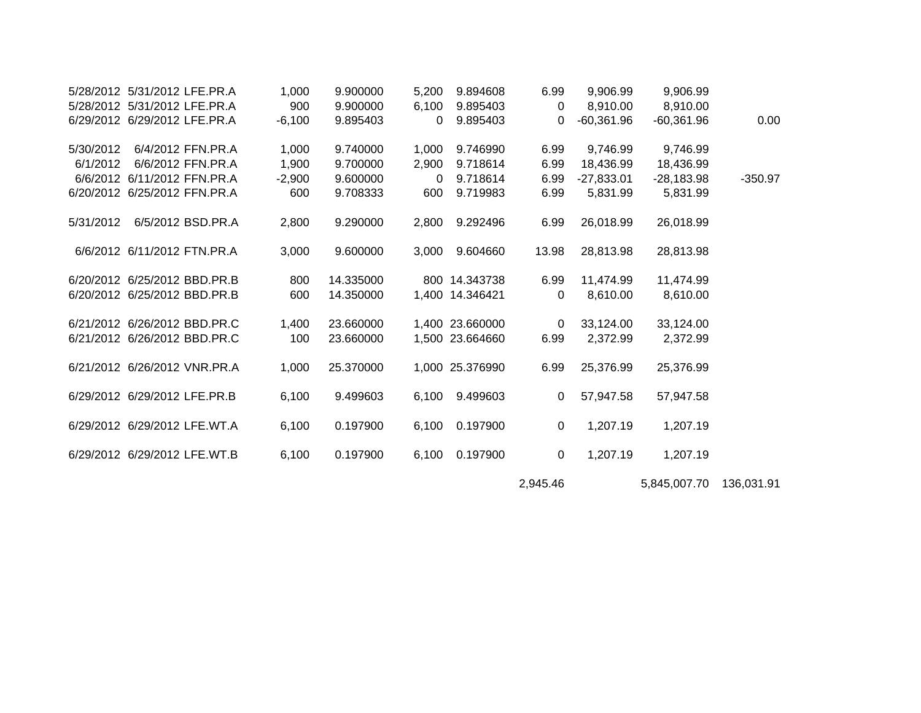| | | | | | | | | | | |
|---|---|---|---|---|---|---|---|---|---|---|
| 5/28/2012 | 5/31/2012 | LFE.PR.A | 1,000 | 9.900000 | 5,200 | 9.894608 | 6.99 | 9,906.99 | 9,906.99 | |
| 5/28/2012 | 5/31/2012 | LFE.PR.A | 900 | 9.900000 | 6,100 | 9.895403 | 0 | 8,910.00 | 8,910.00 | |
| 6/29/2012 | 6/29/2012 | LFE.PR.A | -6,100 | 9.895403 | 0 | 9.895403 | 0 | -60,361.96 | -60,361.96 | 0.00 |
| | | | | | | | | | | |
| 5/30/2012 | 6/4/2012 | FFN.PR.A | 1,000 | 9.740000 | 1,000 | 9.746990 | 6.99 | 9,746.99 | 9,746.99 | |
| 6/1/2012 | 6/6/2012 | FFN.PR.A | 1,900 | 9.700000 | 2,900 | 9.718614 | 6.99 | 18,436.99 | 18,436.99 | |
| 6/6/2012 | 6/11/2012 | FFN.PR.A | -2,900 | 9.600000 | 0 | 9.718614 | 6.99 | -27,833.01 | -28,183.98 | -350.97 |
| 6/20/2012 | 6/25/2012 | FFN.PR.A | 600 | 9.708333 | 600 | 9.719983 | 6.99 | 5,831.99 | 5,831.99 | |
| | | | | | | | | | | |
| 5/31/2012 | 6/5/2012 | BSD.PR.A | 2,800 | 9.290000 | 2,800 | 9.292496 | 6.99 | 26,018.99 | 26,018.99 | |
| | | | | | | | | | | |
| 6/6/2012 | 6/11/2012 | FTN.PR.A | 3,000 | 9.600000 | 3,000 | 9.604660 | 13.98 | 28,813.98 | 28,813.98 | |
| | | | | | | | | | | |
| 6/20/2012 | 6/25/2012 | BBD.PR.B | 800 | 14.335000 | 800 | 14.343738 | 6.99 | 11,474.99 | 11,474.99 | |
| 6/20/2012 | 6/25/2012 | BBD.PR.B | 600 | 14.350000 | 1,400 | 14.346421 | 0 | 8,610.00 | 8,610.00 | |
| | | | | | | | | | | |
| 6/21/2012 | 6/26/2012 | BBD.PR.C | 1,400 | 23.660000 | 1,400 | 23.660000 | 0 | 33,124.00 | 33,124.00 | |
| 6/21/2012 | 6/26/2012 | BBD.PR.C | 100 | 23.660000 | 1,500 | 23.664660 | 6.99 | 2,372.99 | 2,372.99 | |
| | | | | | | | | | | |
| 6/21/2012 | 6/26/2012 | VNR.PR.A | 1,000 | 25.370000 | 1,000 | 25.376990 | 6.99 | 25,376.99 | 25,376.99 | |
| | | | | | | | | | | |
| 6/29/2012 | 6/29/2012 | LFE.PR.B | 6,100 | 9.499603 | 6,100 | 9.499603 | 0 | 57,947.58 | 57,947.58 | |
| | | | | | | | | | | |
| 6/29/2012 | 6/29/2012 | LFE.WT.A | 6,100 | 0.197900 | 6,100 | 0.197900 | 0 | 1,207.19 | 1,207.19 | |
| | | | | | | | | | | |
| 6/29/2012 | 6/29/2012 | LFE.WT.B | 6,100 | 0.197900 | 6,100 | 0.197900 | 0 | 1,207.19 | 1,207.19 | |
| | | | | | | | | | | |
| | | | | | | | 2,945.46 | | 5,845,007.70 | 136,031.91 |